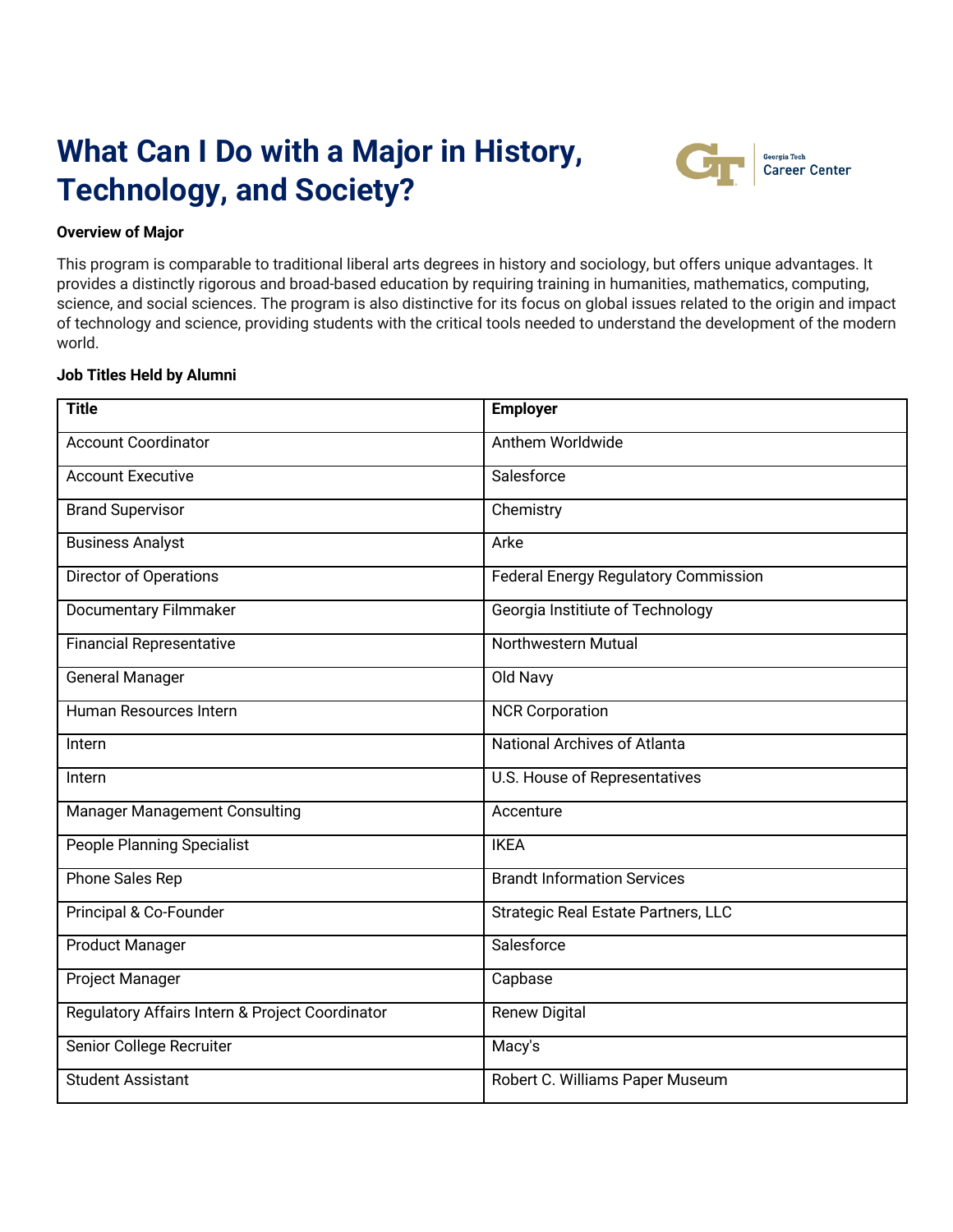# What Can I Do with a Major in History, Technology, and Society?

Georgia Tech Career Center

**Overview of Major**

This program is comparable to traditional liberal arts degrees in history and sociology, but offers unique advantages. It provides a distinctly rigorous and broad-based education by requiring training in humanities, mathematics, computing, science, and social sciences. The program is also distinctive for its focus on global issues related to the origin and impact of technology and science, providing students with the critical tools needed to understand the development of the modern world.

**Job Titles Held by Alumni**

| Title | Employer |
|---|---|
| Account Coordinator | Anthem Worldwide |
| Account Executive | Salesforce |
| Brand Supervisor | Chemistry |
| Business Analyst | Arke |
| Director of Operations | Federal Energy Regulatory Commission |
| Documentary Filmmaker | Georgia Institiute of Technology |
| Financial Representative | Northwestern Mutual |
| General Manager | Old Navy |
| Human Resources Intern | NCR Corporation |
| Intern | National Archives of Atlanta |
| Intern | U.S. House of Representatives |
| Manager Management Consulting | Accenture |
| People Planning Specialist | IKEA |
| Phone Sales Rep | Brandt Information Services |
| Principal & Co-Founder | Strategic Real Estate Partners, LLC |
| Product Manager | Salesforce |
| Project Manager | Capbase |
| Regulatory Affairs Intern & Project Coordinator | Renew Digital |
| Senior College Recruiter | Macy's |
| Student Assistant | Robert C. Williams Paper Museum |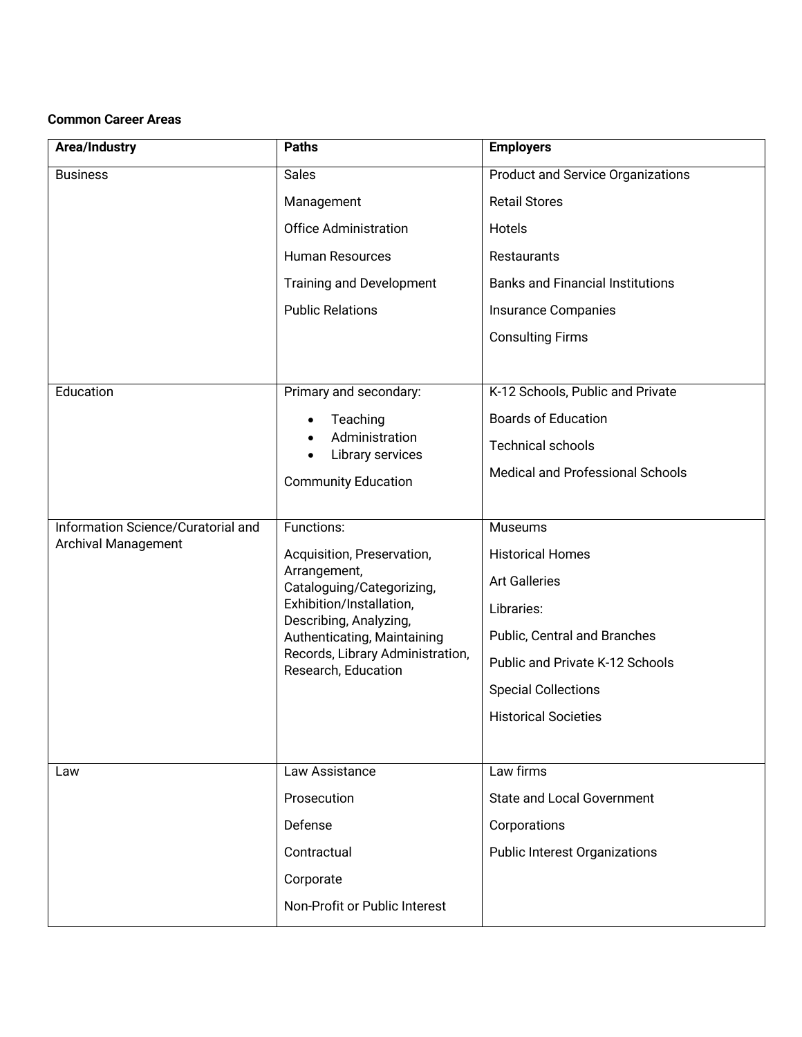**Common Career Areas**

| Area/Industry | Paths | Employers |
|---|---|---|
| Business | Sales<br>Management<br>Office Administration<br>Human Resources<br>Training and Development<br>Public Relations | Product and Service Organizations<br>Retail Stores<br>Hotels<br>Restaurants<br>Banks and Financial Institutions<br>Insurance Companies<br>Consulting Firms |
| Education | Primary and secondary:<br>• Teaching<br>• Administration<br>• Library services<br>Community Education | K-12 Schools, Public and Private<br>Boards of Education<br>Technical schools<br>Medical and Professional Schools |
| Information Science/Curatorial and Archival Management | Functions:<br>Acquisition, Preservation, Arrangement, Cataloguing/Categorizing, Exhibition/Installation, Describing, Analyzing, Authenticating, Maintaining Records, Library Administration, Research, Education | Museums<br>Historical Homes<br>Art Galleries<br>Libraries:<br>Public, Central and Branches<br>Public and Private K-12 Schools<br>Special Collections<br>Historical Societies |
| Law | Law Assistance<br>Prosecution<br>Defense<br>Contractual<br>Corporate<br>Non-Profit or Public Interest | Law firms<br>State and Local Government<br>Corporations<br>Public Interest Organizations |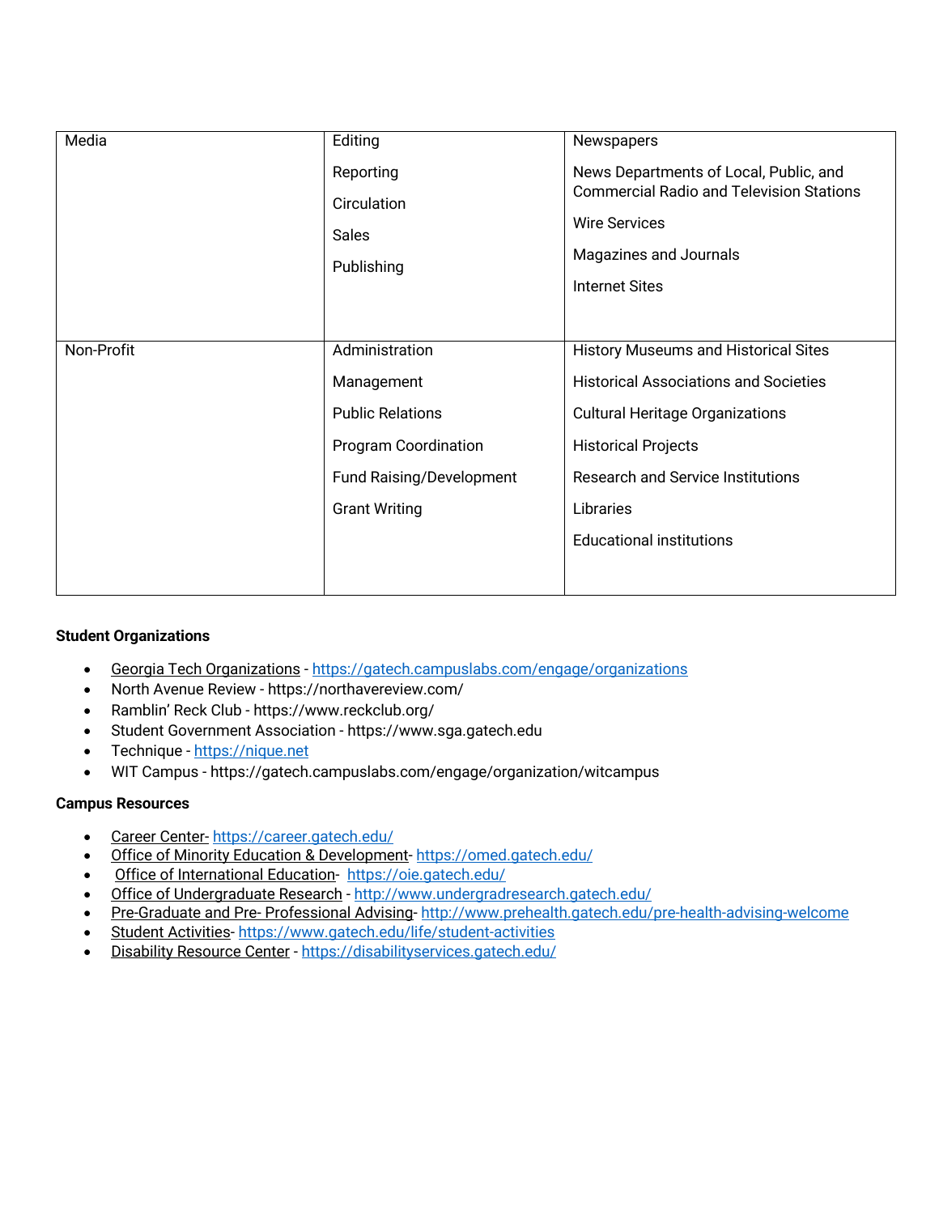| | | |
|---|---|---|
| Media | Editing<br><br>Reporting<br><br>Circulation<br><br>Sales<br><br>Publishing | Newspapers<br><br>News Departments of Local, Public, and Commercial Radio and Television Stations<br><br>Wire Services<br><br>Magazines and Journals<br><br>Internet Sites |
| Non-Profit | Administration<br><br>Management<br><br>Public Relations<br><br>Program Coordination<br><br>Fund Raising/Development<br><br>Grant Writing | History Museums and Historical Sites<br><br>Historical Associations and Societies<br><br>Cultural Heritage Organizations<br><br>Historical Projects<br><br>Research and Service Institutions<br><br>Libraries<br><br>Educational institutions |

**Student Organizations**

- Georgia Tech Organizations - https://gatech.campuslabs.com/engage/organizations
- North Avenue Review - https://northavereview.com/
- Ramblin' Reck Club - https://www.reckclub.org/
- Student Government Association - https://www.sga.gatech.edu
- Technique - https://nique.net
- WIT Campus - https://gatech.campuslabs.com/engage/organization/witcampus

**Campus Resources**

- Career Center- https://career.gatech.edu/
- Office of Minority Education & Development- https://omed.gatech.edu/
- Office of International Education- https://oie.gatech.edu/
- Office of Undergraduate Research - http://www.undergradresearch.gatech.edu/
- Pre-Graduate and Pre- Professional Advising- http://www.prehealth.gatech.edu/pre-health-advising-welcome
- Student Activities- https://www.gatech.edu/life/student-activities
- Disability Resource Center - https://disabilityservices.gatech.edu/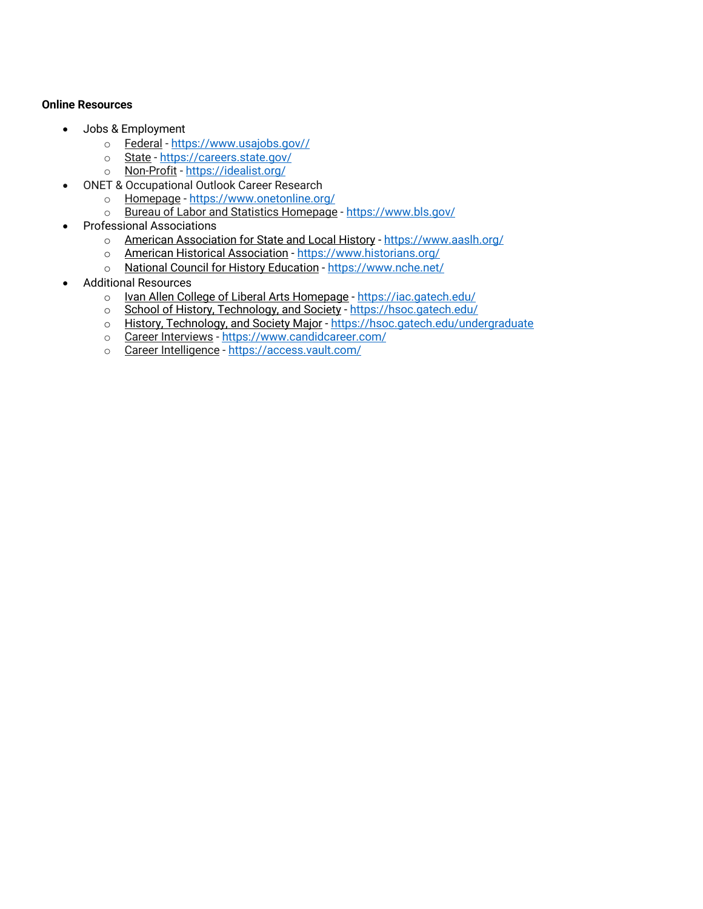**Online Resources**

- Jobs & Employment
  - Federal - https://www.usajobs.gov//
  - State - https://careers.state.gov/
  - Non-Profit - https://idealist.org/
- ONET & Occupational Outlook Career Research
  - Homepage - https://www.onetonline.org/
  - Bureau of Labor and Statistics Homepage - https://www.bls.gov/
- Professional Associations
  - American Association for State and Local History - https://www.aaslh.org/
  - American Historical Association - https://www.historians.org/
  - National Council for History Education - https://www.nche.net/
- Additional Resources
  - Ivan Allen College of Liberal Arts Homepage - https://iac.gatech.edu/
  - School of History, Technology, and Society - https://hsoc.gatech.edu/
  - History, Technology, and Society Major - https://hsoc.gatech.edu/undergraduate
  - Career Interviews - https://www.candidcareer.com/
  - Career Intelligence - https://access.vault.com/